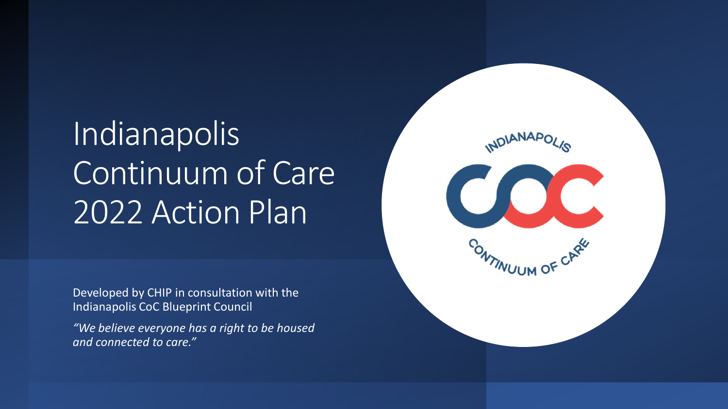# Indianapolis Continuum of Care 2022 Action Plan

Developed by CHIP in consultation with the Indianapolis CoC Blueprint Council

*"We believe everyone has a right to be housed and connected to care."*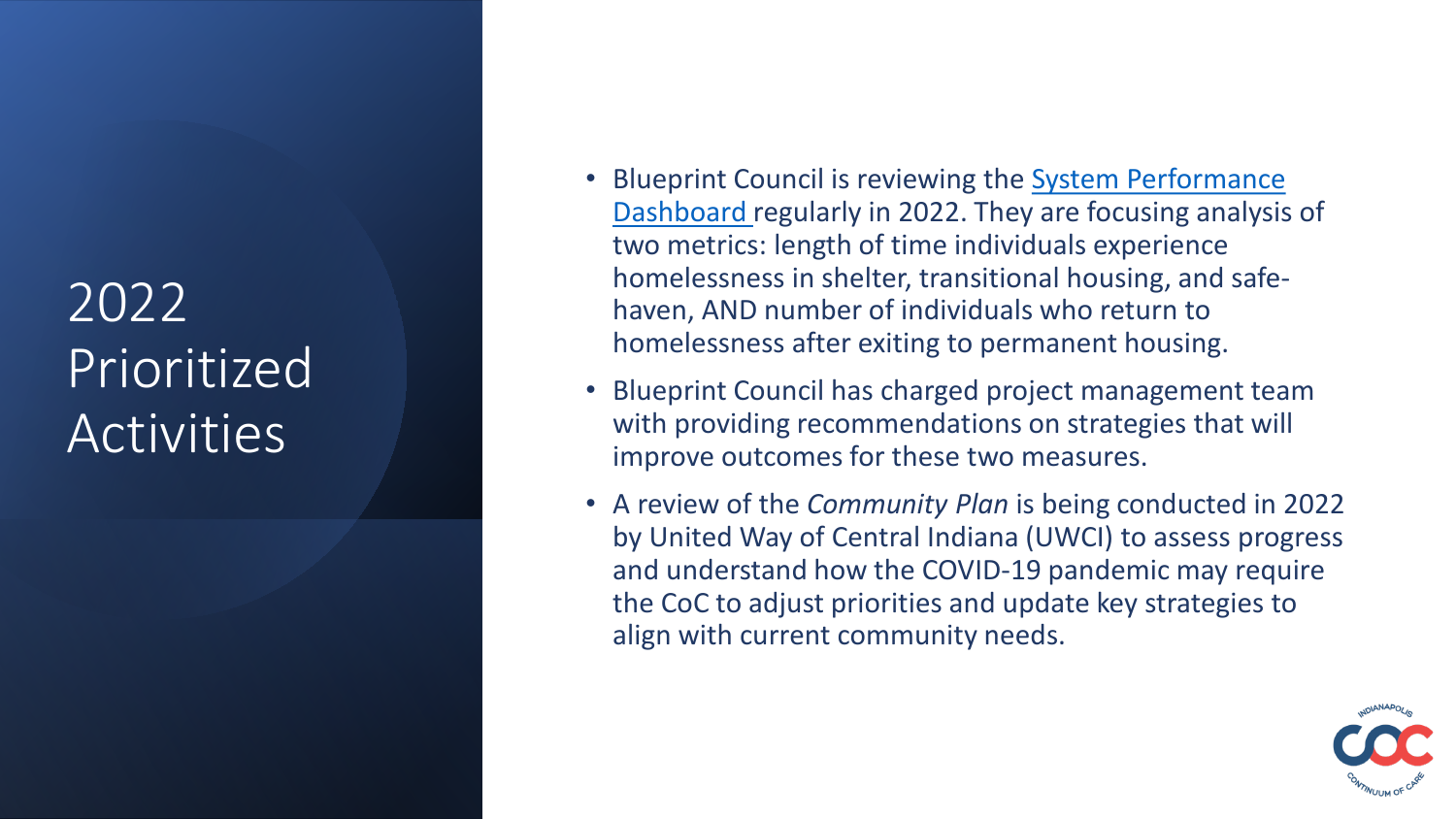# 2022 Prioritized Activities

- Blueprint Council is reviewing the System Performance Dashboard regularly in 2022. They are focusing analysis of two metrics: length of time individuals experience homelessness in shelter, transitional housing, and safe-haven, AND number of individuals who return to homelessness after exiting to permanent housing.
- Blueprint Council has charged project management team with providing recommendations on strategies that will improve outcomes for these two measures.
- A review of the *Community Plan* is being conducted in 2022 by United Way of Central Indiana (UWCI) to assess progress and understand how the COVID-19 pandemic may require the CoC to adjust priorities and update key strategies to align with current community needs.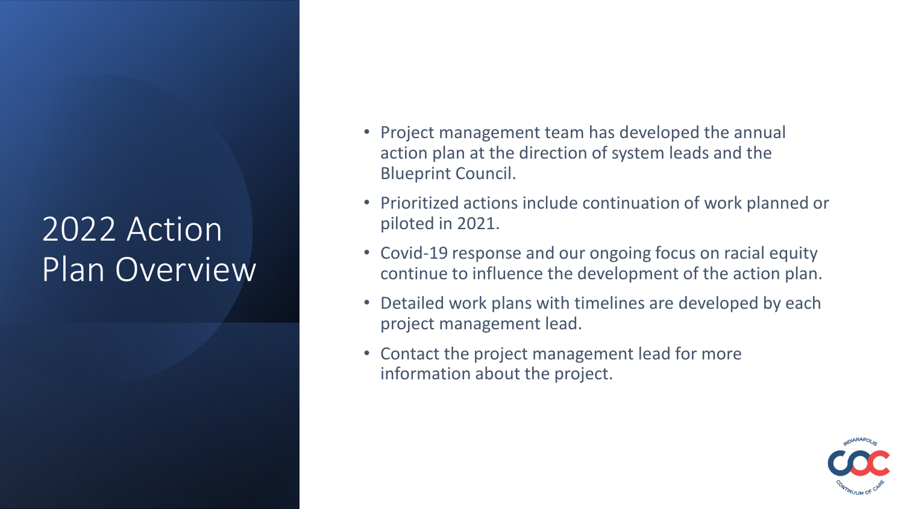# 2022 Action Plan Overview

- Project management team has developed the annual action plan at the direction of system leads and the Blueprint Council.
- Prioritized actions include continuation of work planned or piloted in 2021.
- Covid-19 response and our ongoing focus on racial equity continue to influence the development of the action plan.
- Detailed work plans with timelines are developed by each project management lead.
- Contact the project management lead for more information about the project.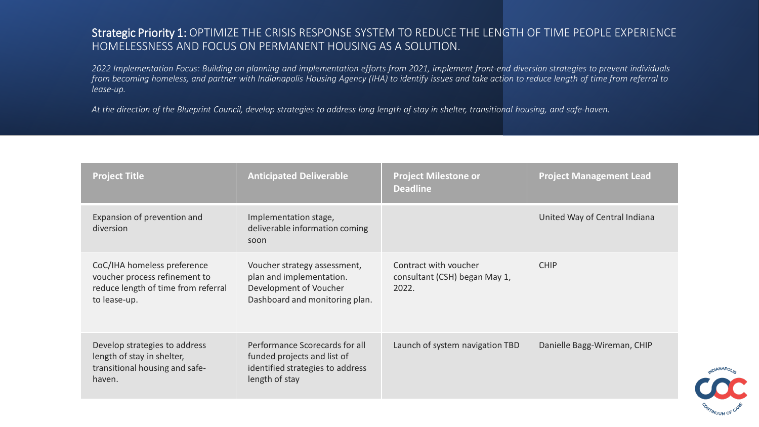## **Strategic Priority 1:** OPTIMIZE THE CRISIS RESPONSE SYSTEM TO REDUCE THE LENGTH OF TIME PEOPLE EXPERIENCE HOMELESSNESS AND FOCUS ON PERMANENT HOUSING AS A SOLUTION.

*2022 Implementation Focus: Building on planning and implementation efforts from 2021, implement front-end diversion strategies to prevent individuals from becoming homeless, and partner with Indianapolis Housing Agency (IHA) to identify issues and take action to reduce length of time from referral to lease-up.*

*At the direction of the Blueprint Council, develop strategies to address long length of stay in shelter, transitional housing, and safe-haven.*

| Project Title | Anticipated Deliverable | Project Milestone or Deadline | Project Management Lead |
|---|---|---|---|
| Expansion of prevention and diversion | Implementation stage, deliverable information coming soon | | United Way of Central Indiana |
| CoC/IHA homeless preference voucher process refinement to reduce length of time from referral to lease-up. | Voucher strategy assessment, plan and implementation. Development of Voucher Dashboard and monitoring plan. | Contract with voucher consultant (CSH) began May 1, 2022. | CHIP |
| Develop strategies to address length of stay in shelter, transitional housing and safe-haven. | Performance Scorecards for all funded projects and list of identified strategies to address length of stay | Launch of system navigation TBD | Danielle Bagg-Wireman, CHIP |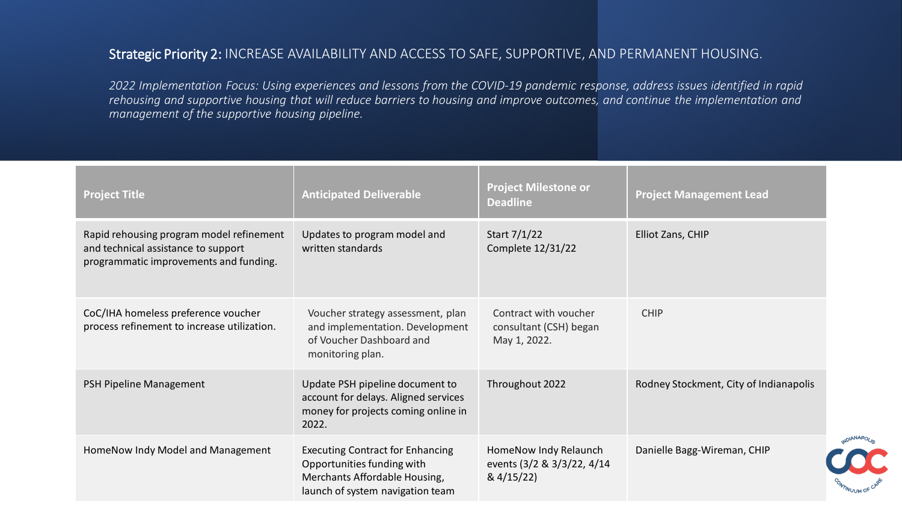**Strategic Priority 2:** INCREASE AVAILABILITY AND ACCESS TO SAFE, SUPPORTIVE, AND PERMANENT HOUSING.

*2022 Implementation Focus: Using experiences and lessons from the COVID-19 pandemic response, address issues identified in rapid rehousing and supportive housing that will reduce barriers to housing and improve outcomes, and continue the implementation and management of the supportive housing pipeline.*

| Project Title | Anticipated Deliverable | Project Milestone or Deadline | Project Management Lead |
|---|---|---|---|
| Rapid rehousing program model refinement and technical assistance to support programmatic improvements and funding. | Updates to program model and written standards | Start 7/1/22<br>Complete 12/31/22 | Elliot Zans, CHIP |
| CoC/IHA homeless preference voucher process refinement to increase utilization. | Voucher strategy assessment, plan and implementation. Development of Voucher Dashboard and monitoring plan. | Contract with voucher consultant (CSH) began May 1, 2022. | CHIP |
| PSH Pipeline Management | Update PSH pipeline document to account for delays. Aligned services money for projects coming online in 2022. | Throughout 2022 | Rodney Stockment, City of Indianapolis |
| HomeNow Indy Model and Management | Executing Contract for Enhancing Opportunities funding with Merchants Affordable Housing, launch of system navigation team | HomeNow Indy Relaunch events (3/2 & 3/3/22, 4/14 & 4/15/22) | Danielle Bagg-Wireman, CHIP |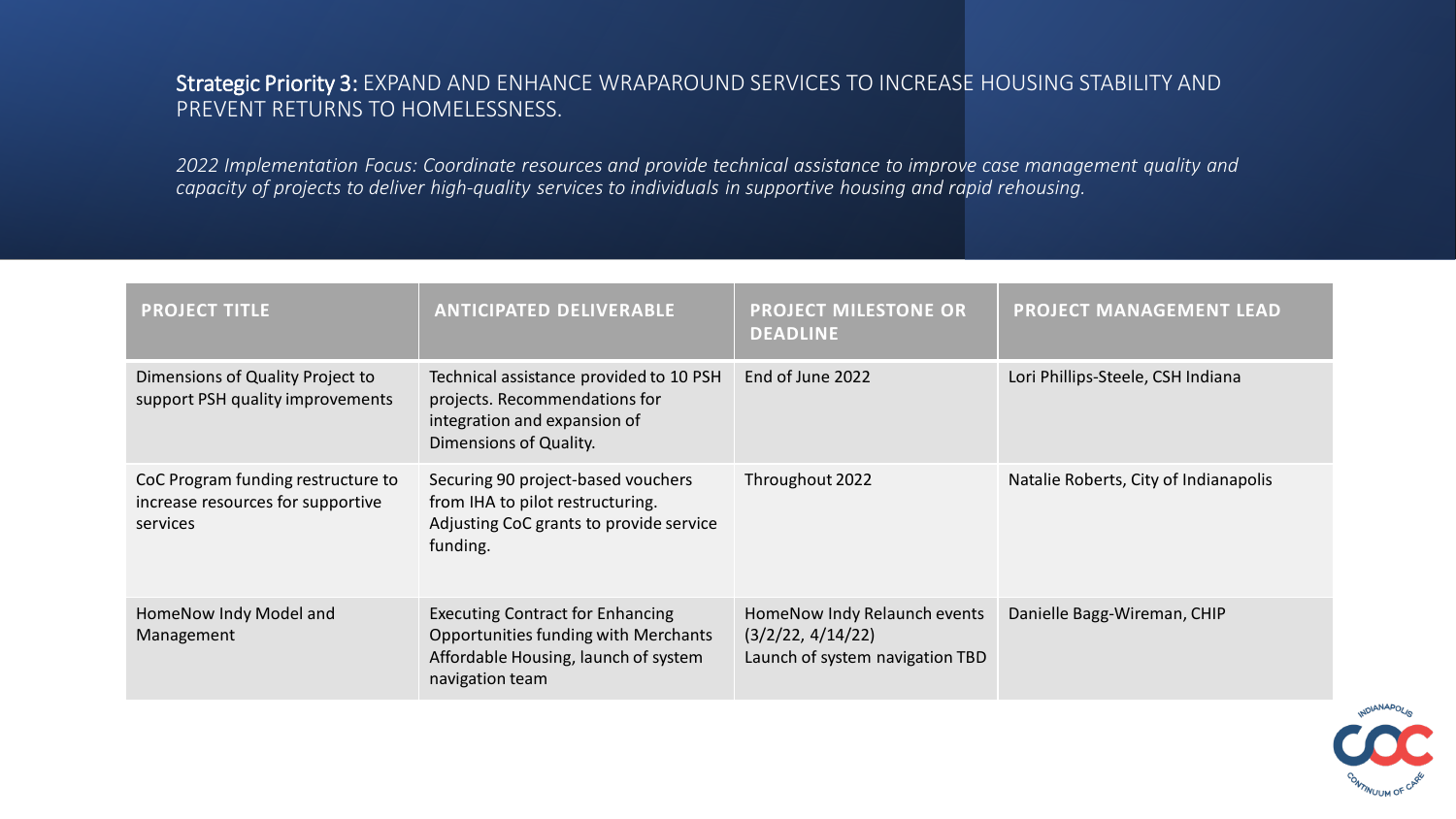## **Strategic Priority 3:** EXPAND AND ENHANCE WRAPAROUND SERVICES TO INCREASE HOUSING STABILITY AND PREVENT RETURNS TO HOMELESSNESS.

*2022 Implementation Focus: Coordinate resources and provide technical assistance to improve case management quality and capacity of projects to deliver high-quality services to individuals in supportive housing and rapid rehousing.*

| PROJECT TITLE | ANTICIPATED DELIVERABLE | PROJECT MILESTONE OR DEADLINE | PROJECT MANAGEMENT LEAD |
|---|---|---|---|
| Dimensions of Quality Project to support PSH quality improvements | Technical assistance provided to 10 PSH projects. Recommendations for integration and expansion of Dimensions of Quality. | End of June 2022 | Lori Phillips-Steele, CSH Indiana |
| CoC Program funding restructure to increase resources for supportive services | Securing 90 project-based vouchers from IHA to pilot restructuring. Adjusting CoC grants to provide service funding. | Throughout 2022 | Natalie Roberts, City of Indianapolis |
| HomeNow Indy Model and Management | Executing Contract for Enhancing Opportunities funding with Merchants Affordable Housing, launch of system navigation team | HomeNow Indy Relaunch events (3/2/22, 4/14/22) Launch of system navigation TBD | Danielle Bagg-Wireman, CHIP |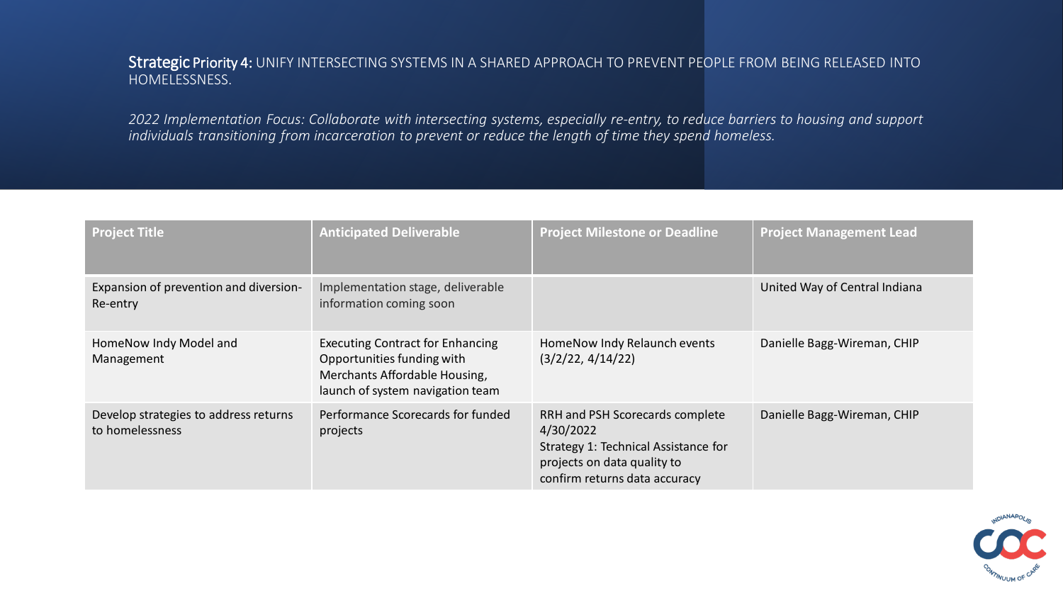**Strategic Priority 4:** UNIFY INTERSECTING SYSTEMS IN A SHARED APPROACH TO PREVENT PEOPLE FROM BEING RELEASED INTO HOMELESSNESS.

*2022 Implementation Focus: Collaborate with intersecting systems, especially re-entry, to reduce barriers to housing and support individuals transitioning from incarceration to prevent or reduce the length of time they spend homeless.*

| Project Title | Anticipated Deliverable | Project Milestone or Deadline | Project Management Lead |
|---|---|---|---|
| Expansion of prevention and diversion- Re-entry | Implementation stage, deliverable information coming soon | | United Way of Central Indiana |
| HomeNow Indy Model and Management | Executing Contract for Enhancing Opportunities funding with Merchants Affordable Housing, launch of system navigation team | HomeNow Indy Relaunch events (3/2/22, 4/14/22) | Danielle Bagg-Wireman, CHIP |
| Develop strategies to address returns to homelessness | Performance Scorecards for funded projects | RRH and PSH Scorecards complete 4/30/2022<br>Strategy 1: Technical Assistance for projects on data quality to confirm returns data accuracy | Danielle Bagg-Wireman, CHIP |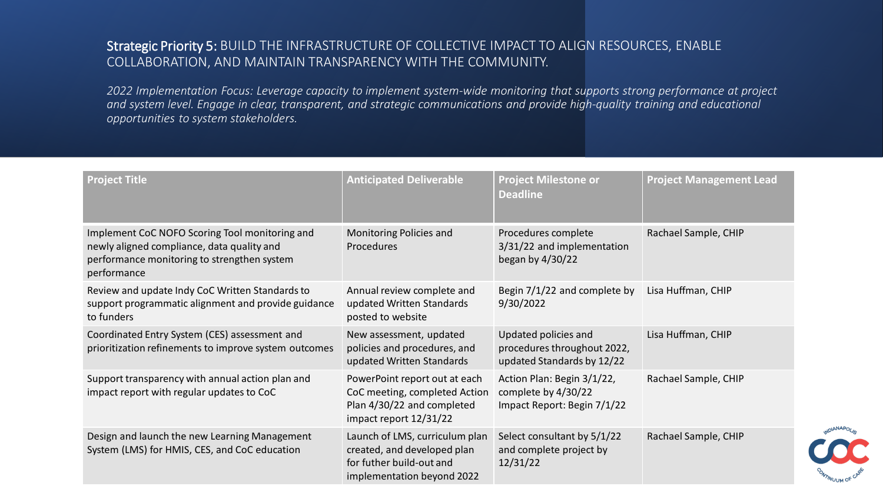## Strategic Priority 5: BUILD THE INFRASTRUCTURE OF COLLECTIVE IMPACT TO ALIGN RESOURCES, ENABLE COLLABORATION, AND MAINTAIN TRANSPARENCY WITH THE COMMUNITY.

*2022 Implementation Focus: Leverage capacity to implement system-wide monitoring that supports strong performance at project and system level. Engage in clear, transparent, and strategic communications and provide high-quality training and educational opportunities to system stakeholders.*

| Project Title | Anticipated Deliverable | Project Milestone or Deadline | Project Management Lead |
|---|---|---|---|
| Implement CoC NOFO Scoring Tool monitoring and newly aligned compliance, data quality and performance monitoring to strengthen system performance | Monitoring Policies and Procedures | Procedures complete 3/31/22 and implementation began by 4/30/22 | Rachael Sample, CHIP |
| Review and update Indy CoC Written Standards to support programmatic alignment and provide guidance to funders | Annual review complete and updated Written Standards posted to website | Begin 7/1/22 and complete by 9/30/2022 | Lisa Huffman, CHIP |
| Coordinated Entry System (CES) assessment and prioritization refinements to improve system outcomes | New assessment, updated policies and procedures, and updated Written Standards | Updated policies and procedures throughout 2022, updated Standards by 12/22 | Lisa Huffman, CHIP |
| Support transparency with annual action plan and impact report with regular updates to CoC | PowerPoint report out at each CoC meeting, completed Action Plan 4/30/22 and completed impact report 12/31/22 | Action Plan: Begin 3/1/22, complete by 4/30/22 Impact Report: Begin 7/1/22 | Rachael Sample, CHIP |
| Design and launch the new Learning Management System (LMS) for HMIS, CES, and CoC education | Launch of LMS, curriculum plan created, and developed plan for futher build-out and implementation beyond 2022 | Select consultant by 5/1/22 and complete project by 12/31/22 | Rachael Sample, CHIP |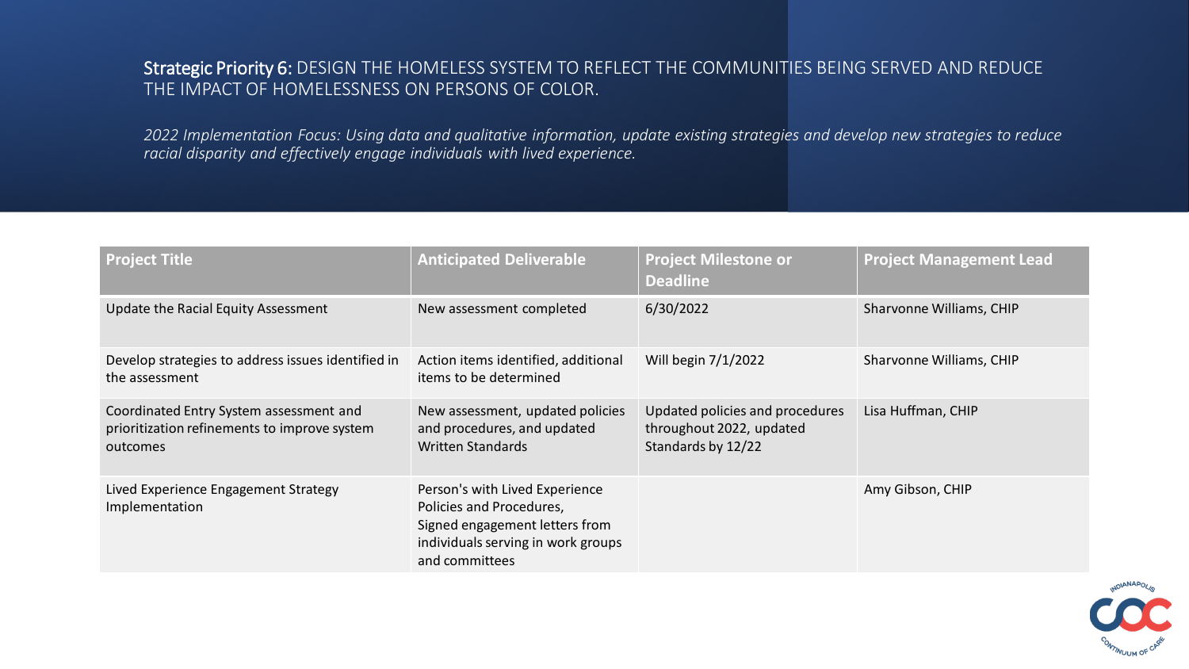## **Strategic Priority 6:** DESIGN THE HOMELESS SYSTEM TO REFLECT THE COMMUNITIES BEING SERVED AND REDUCE THE IMPACT OF HOMELESSNESS ON PERSONS OF COLOR.

*2022 Implementation Focus: Using data and qualitative information, update existing strategies and develop new strategies to reduce racial disparity and effectively engage individuals with lived experience.*

| Project Title | Anticipated Deliverable | Project Milestone or Deadline | Project Management Lead |
|---|---|---|---|
| Update the Racial Equity Assessment | New assessment completed | 6/30/2022 | Sharvonne Williams, CHIP |
| Develop strategies to address issues identified in the assessment | Action items identified, additional items to be determined | Will begin 7/1/2022 | Sharvonne Williams, CHIP |
| Coordinated Entry System assessment and prioritization refinements to improve system outcomes | New assessment, updated policies and procedures, and updated Written Standards | Updated policies and procedures throughout 2022, updated Standards by 12/22 | Lisa Huffman, CHIP |
| Lived Experience Engagement Strategy Implementation | Person's with Lived Experience Policies and Procedures, Signed engagement letters from individuals serving in work groups and committees | | Amy Gibson, CHIP |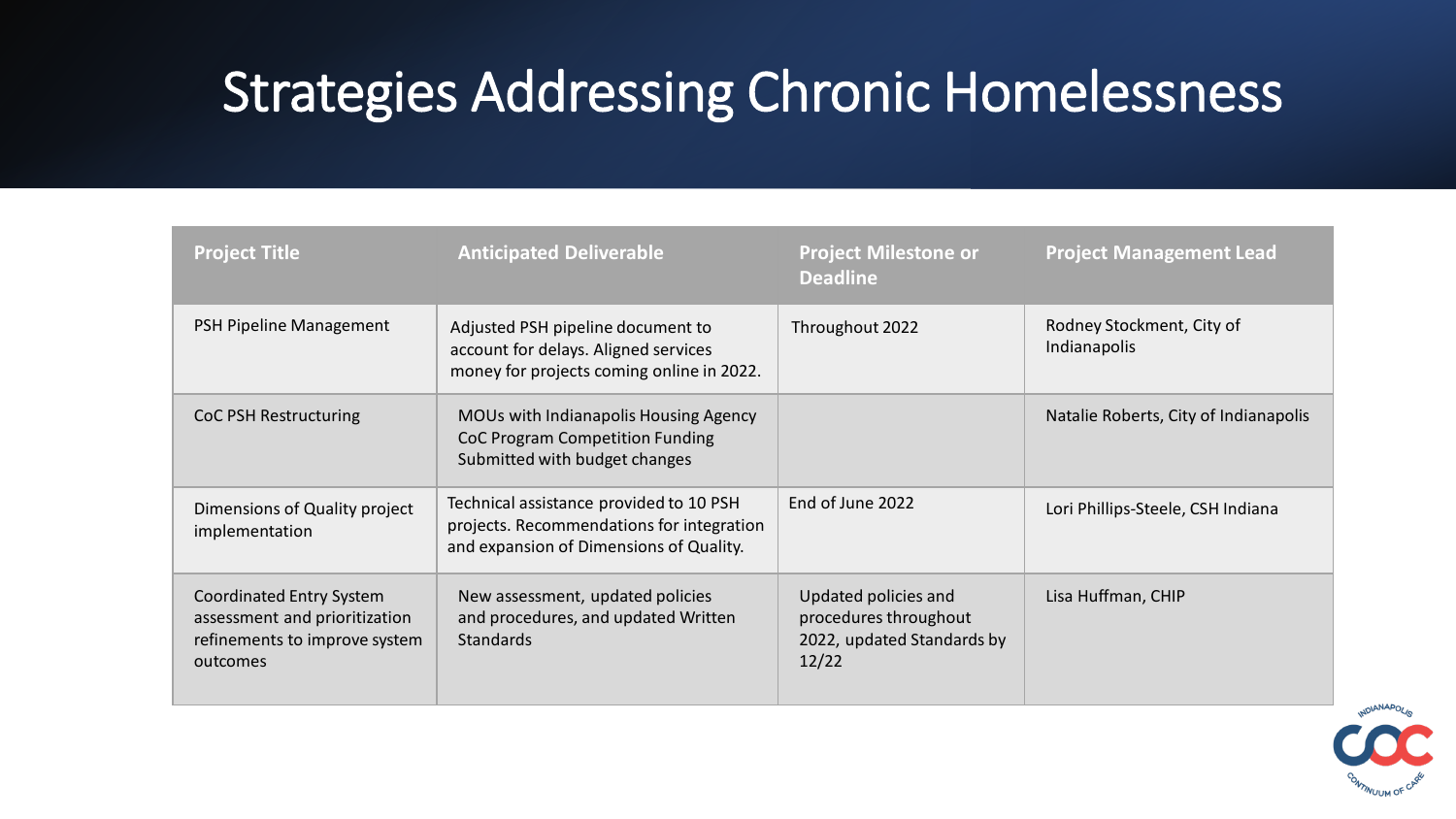# Strategies Addressing Chronic Homelessness

| Project Title | Anticipated Deliverable | Project Milestone or Deadline | Project Management Lead |
|---|---|---|---|
| PSH Pipeline Management | Adjusted PSH pipeline document to account for delays. Aligned services money for projects coming online in 2022. | Throughout 2022 | Rodney Stockment, City of Indianapolis |
| CoC PSH Restructuring | MOUs with Indianapolis Housing Agency CoC Program Competition Funding Submitted with budget changes | | Natalie Roberts, City of Indianapolis |
| Dimensions of Quality project implementation | Technical assistance provided to 10 PSH projects. Recommendations for integration and expansion of Dimensions of Quality. | End of June 2022 | Lori Phillips-Steele, CSH Indiana |
| Coordinated Entry System assessment and prioritization refinements to improve system outcomes | New assessment, updated policies and procedures, and updated Written Standards | Updated policies and procedures throughout 2022, updated Standards by 12/22 | Lisa Huffman, CHIP |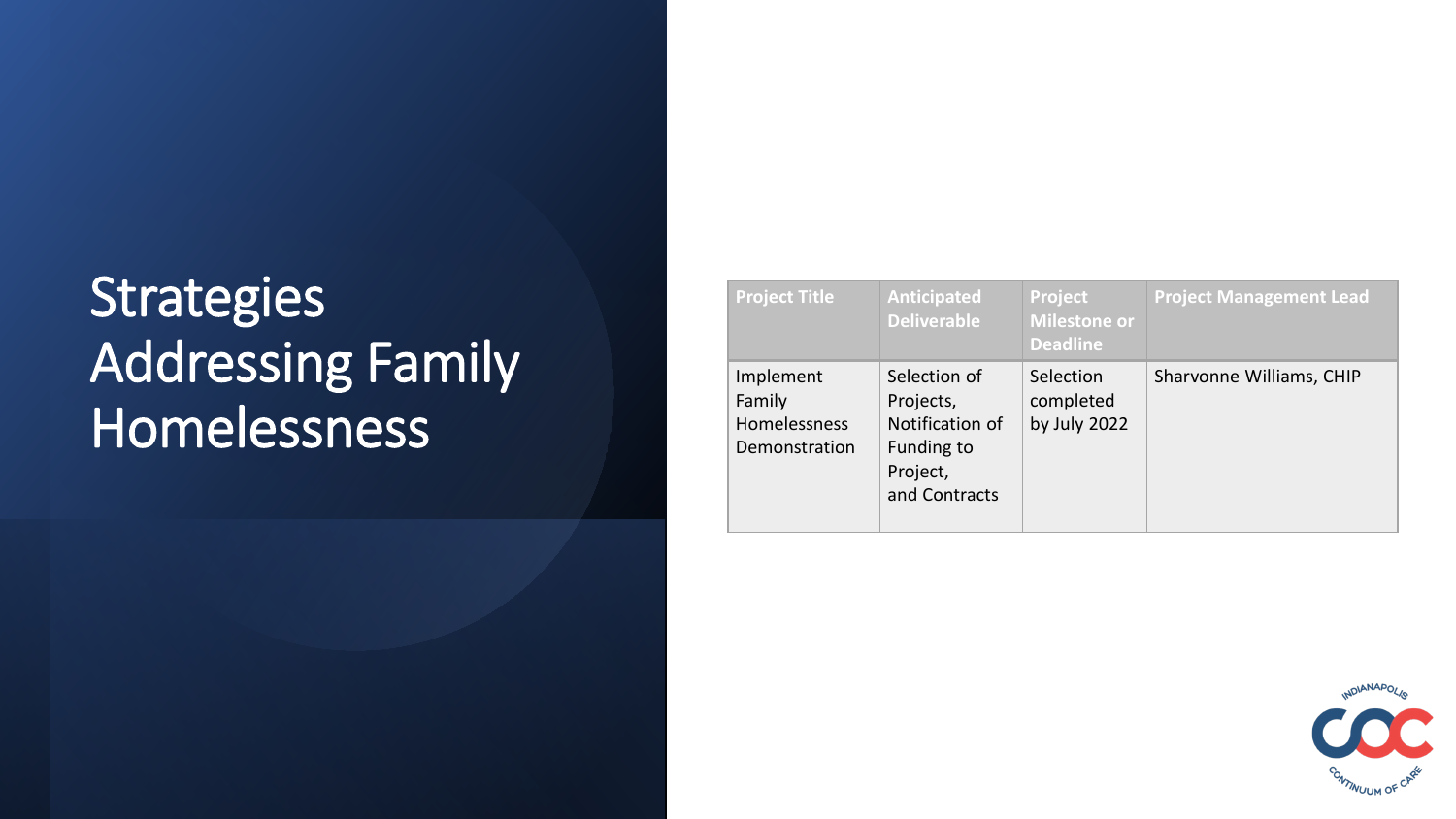# Strategies Addressing Family Homelessness

| Project Title | Anticipated Deliverable | Project Milestone or Deadline | Project Management Lead |
| --- | --- | --- | --- |
| Implement Family Homelessness Demonstration | Selection of Projects, Notification of Funding to Project, and Contracts | Selection completed by July 2022 | Sharvonne Williams, CHIP |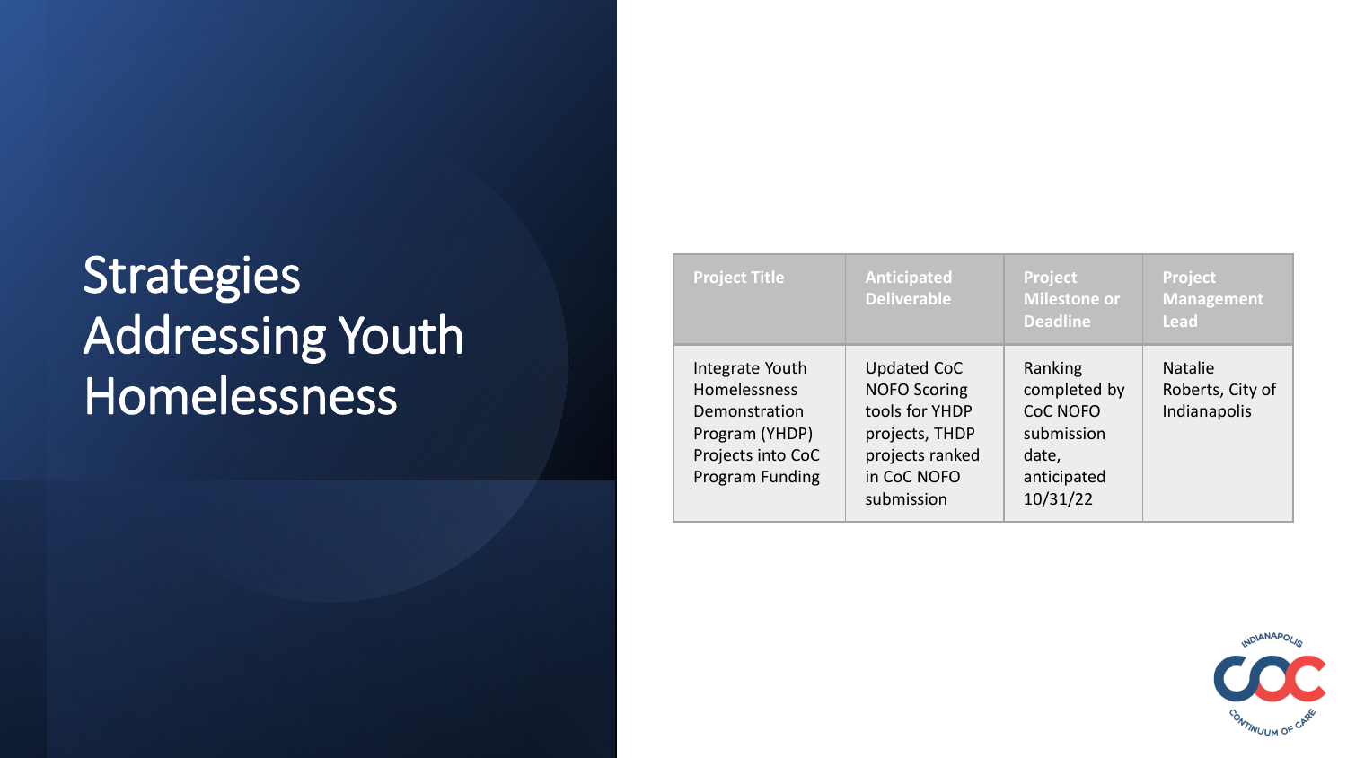# Strategies Addressing Youth Homelessness

| Project Title | Anticipated Deliverable | Project Milestone or Deadline | Project Management Lead |
|---|---|---|---|
| Integrate Youth Homelessness Demonstration Program (YHDP) Projects into CoC Program Funding | Updated CoC NOFO Scoring tools for YHDP projects, THDP projects ranked in CoC NOFO submission | Ranking completed by CoC NOFO submission date, anticipated 10/31/22 | Natalie Roberts, City of Indianapolis |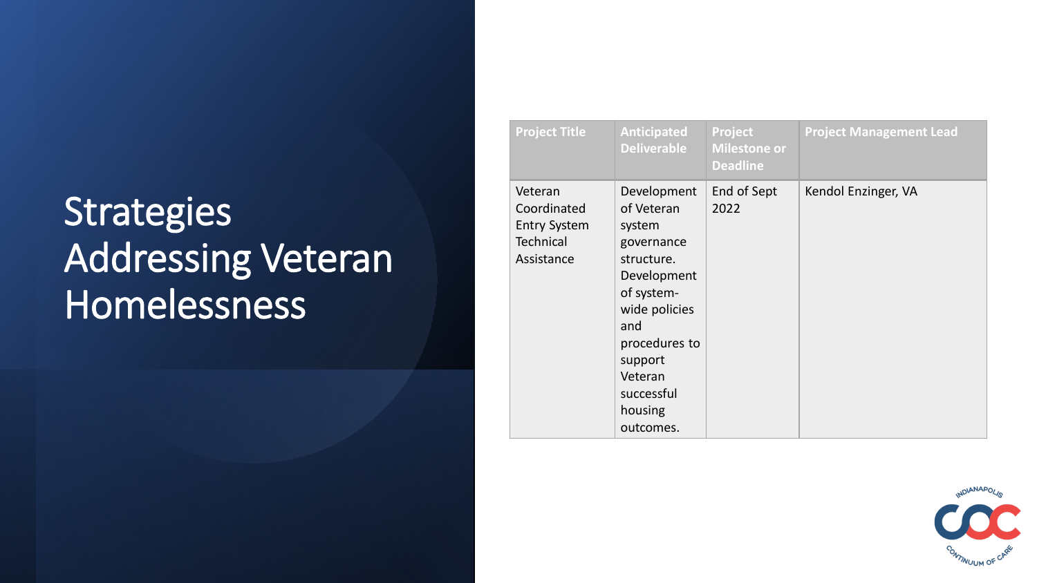# Strategies Addressing Veteran Homelessness

| Project Title | Anticipated Deliverable | Project Milestone or Deadline | Project Management Lead |
|---|---|---|---|
| Veteran Coordinated Entry System Technical Assistance | Development of Veteran system governance structure. Development of system-wide policies and procedures to support Veteran successful housing outcomes. | End of Sept 2022 | Kendol Enzinger, VA |